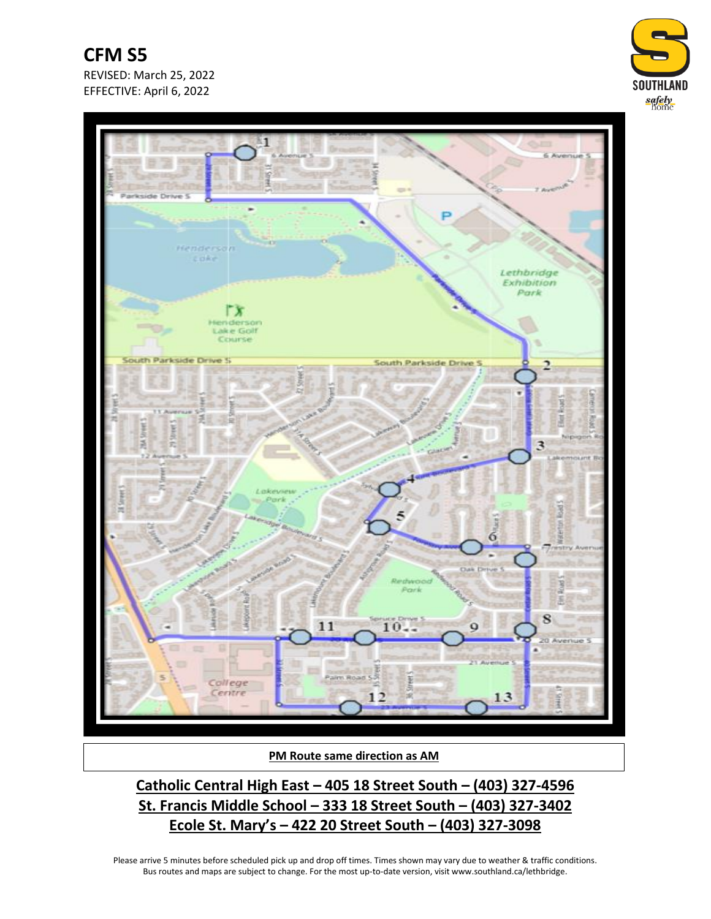# CFM S5

REVISED: March 25, 2022
EFFECTIVE: April 6, 2022

SOUTHLAND
safely home

**PM Route same direction as AM**

**Catholic Central High East – 405 18 Street South – (403) 327-4596**
**St. Francis Middle School – 333 18 Street South – (403) 327-3402**
**Ecole St. Mary's – 422 20 Street South – (403) 327-3098**

Please arrive 5 minutes before scheduled pick up and drop off times. Times shown may vary due to weather & traffic conditions. Bus routes and maps are subject to change. For the most up-to-date version, visit www.southland.ca/lethbridge.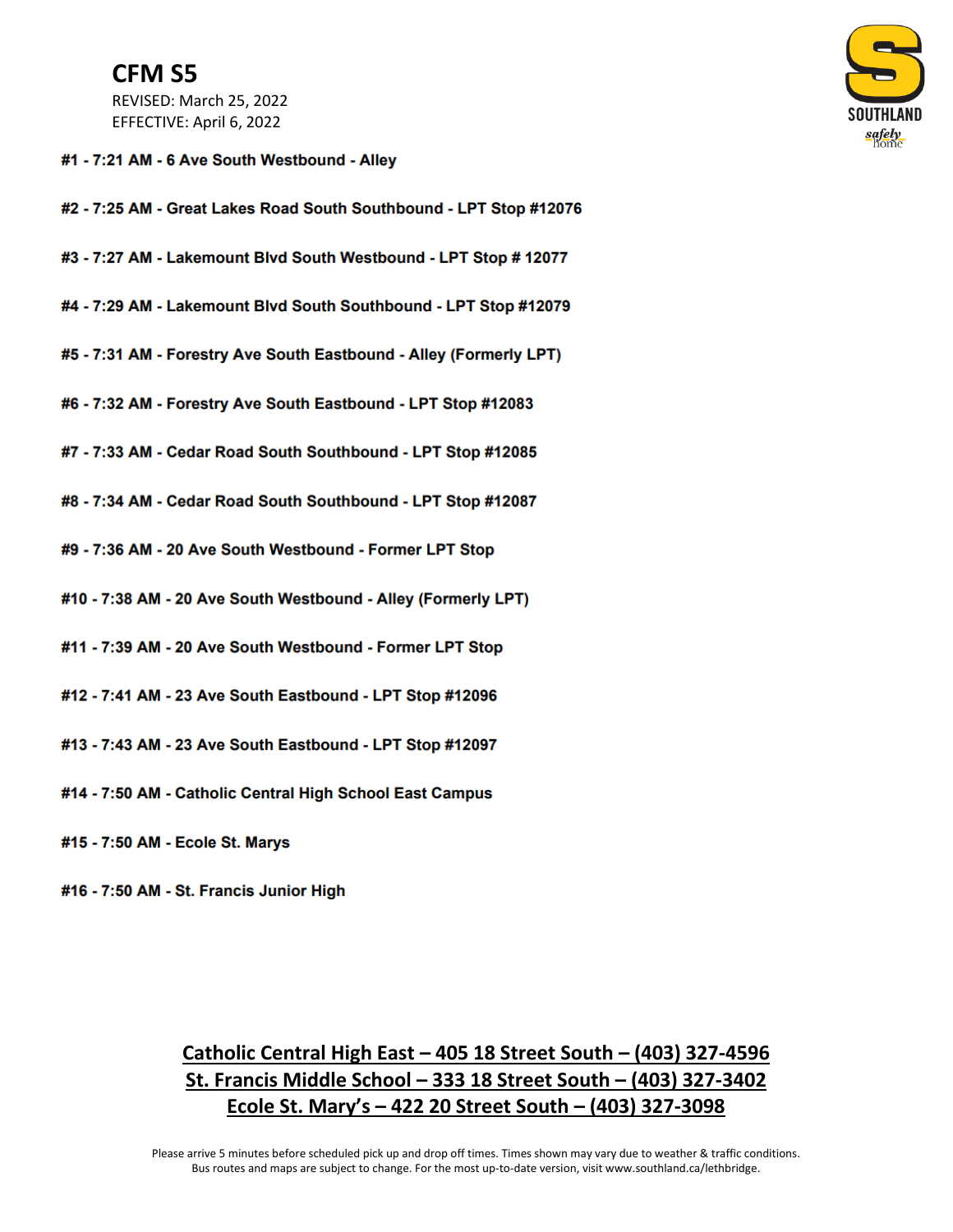# CFM S5

REVISED: March 25, 2022
EFFECTIVE: April 6, 2022

**#1 - 7:21 AM - 6 Ave South Westbound - Alley**

**#2 - 7:25 AM - Great Lakes Road South Southbound - LPT Stop #12076**

**#3 - 7:27 AM - Lakemount Blvd South Westbound - LPT Stop # 12077**

**#4 - 7:29 AM - Lakemount Blvd South Southbound - LPT Stop #12079**

**#5 - 7:31 AM - Forestry Ave South Eastbound - Alley (Formerly LPT)**

**#6 - 7:32 AM - Forestry Ave South Eastbound - LPT Stop #12083**

**#7 - 7:33 AM - Cedar Road South Southbound - LPT Stop #12085**

**#8 - 7:34 AM - Cedar Road South Southbound - LPT Stop #12087**

**#9 - 7:36 AM - 20 Ave South Westbound - Former LPT Stop**

**#10 - 7:38 AM - 20 Ave South Westbound - Alley (Formerly LPT)**

**#11 - 7:39 AM - 20 Ave South Westbound - Former LPT Stop**

**#12 - 7:41 AM - 23 Ave South Eastbound - LPT Stop #12096**

**#13 - 7:43 AM - 23 Ave South Eastbound - LPT Stop #12097**

**#14 - 7:50 AM - Catholic Central High School East Campus**

**#15 - 7:50 AM - Ecole St. Marys**

**#16 - 7:50 AM - St. Francis Junior High**

**Catholic Central High East – 405 18 Street South – (403) 327-4596**
**St. Francis Middle School – 333 18 Street South – (403) 327-3402**
**Ecole St. Mary's – 422 20 Street South – (403) 327-3098**

Please arrive 5 minutes before scheduled pick up and drop off times. Times shown may vary due to weather & traffic conditions. Bus routes and maps are subject to change. For the most up-to-date version, visit www.southland.ca/lethbridge.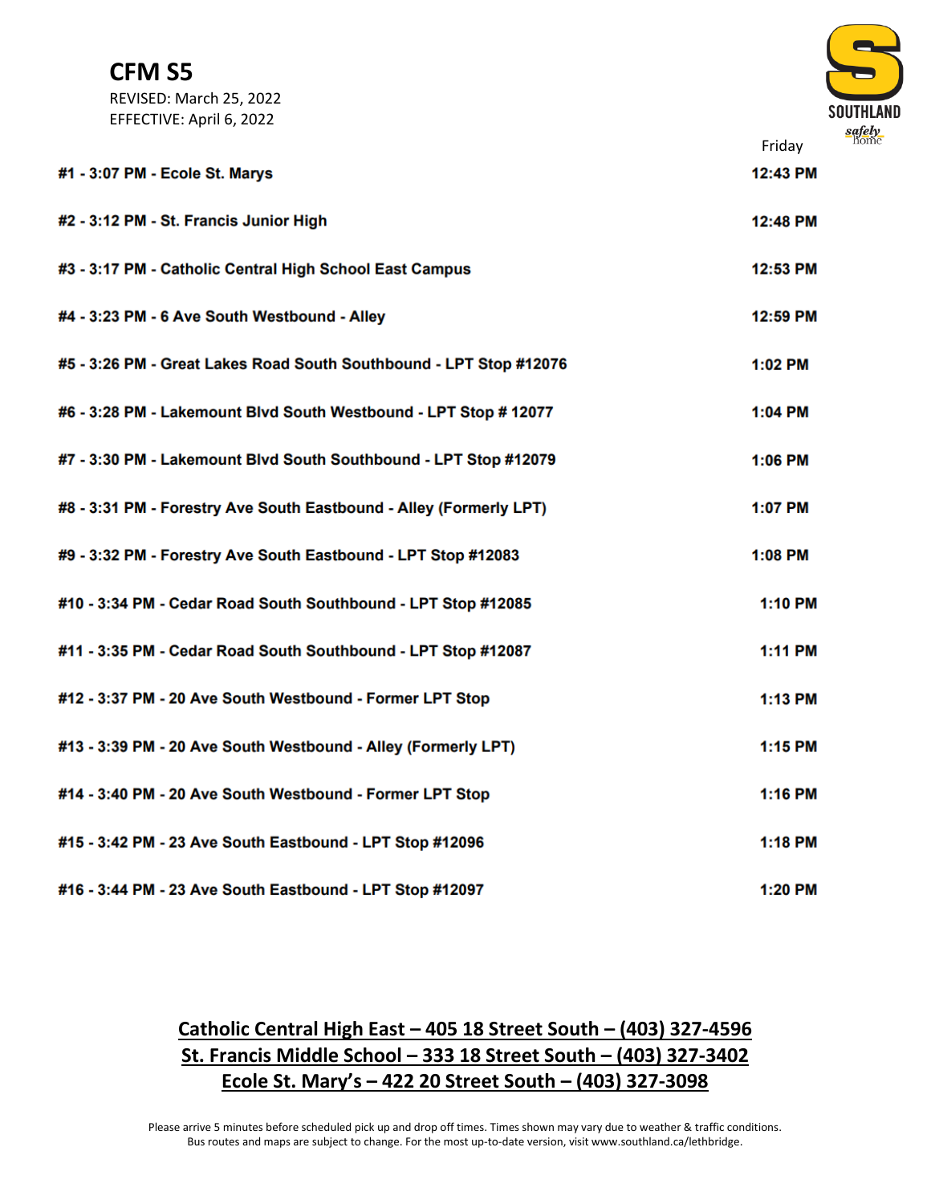# CFM S5

REVISED: March 25, 2022
EFFECTIVE: April 6, 2022

SOUTHLAND
*safely home*

| | Friday |
|---|---|
| **#1 - 3:07 PM - Ecole St. Marys** | **12:43 PM** |
| **#2 - 3:12 PM - St. Francis Junior High** | **12:48 PM** |
| **#3 - 3:17 PM - Catholic Central High School East Campus** | **12:53 PM** |
| **#4 - 3:23 PM - 6 Ave South Westbound - Alley** | **12:59 PM** |
| **#5 - 3:26 PM - Great Lakes Road South Southbound - LPT Stop #12076** | **1:02 PM** |
| **#6 - 3:28 PM - Lakemount Blvd South Westbound - LPT Stop # 12077** | **1:04 PM** |
| **#7 - 3:30 PM - Lakemount Blvd South Southbound - LPT Stop #12079** | **1:06 PM** |
| **#8 - 3:31 PM - Forestry Ave South Eastbound - Alley (Formerly LPT)** | **1:07 PM** |
| **#9 - 3:32 PM - Forestry Ave South Eastbound - LPT Stop #12083** | **1:08 PM** |
| **#10 - 3:34 PM - Cedar Road South Southbound - LPT Stop #12085** | **1:10 PM** |
| **#11 - 3:35 PM - Cedar Road South Southbound - LPT Stop #12087** | **1:11 PM** |
| **#12 - 3:37 PM - 20 Ave South Westbound - Former LPT Stop** | **1:13 PM** |
| **#13 - 3:39 PM - 20 Ave South Westbound - Alley (Formerly LPT)** | **1:15 PM** |
| **#14 - 3:40 PM - 20 Ave South Westbound - Former LPT Stop** | **1:16 PM** |
| **#15 - 3:42 PM - 23 Ave South Eastbound - LPT Stop #12096** | **1:18 PM** |
| **#16 - 3:44 PM - 23 Ave South Eastbound - LPT Stop #12097** | **1:20 PM** |

**Catholic Central High East – 405 18 Street South – (403) 327-4596**
**St. Francis Middle School – 333 18 Street South – (403) 327-3402**
**Ecole St. Mary's – 422 20 Street South – (403) 327-3098**

Please arrive 5 minutes before scheduled pick up and drop off times. Times shown may vary due to weather & traffic conditions.
Bus routes and maps are subject to change. For the most up-to-date version, visit www.southland.ca/lethbridge.